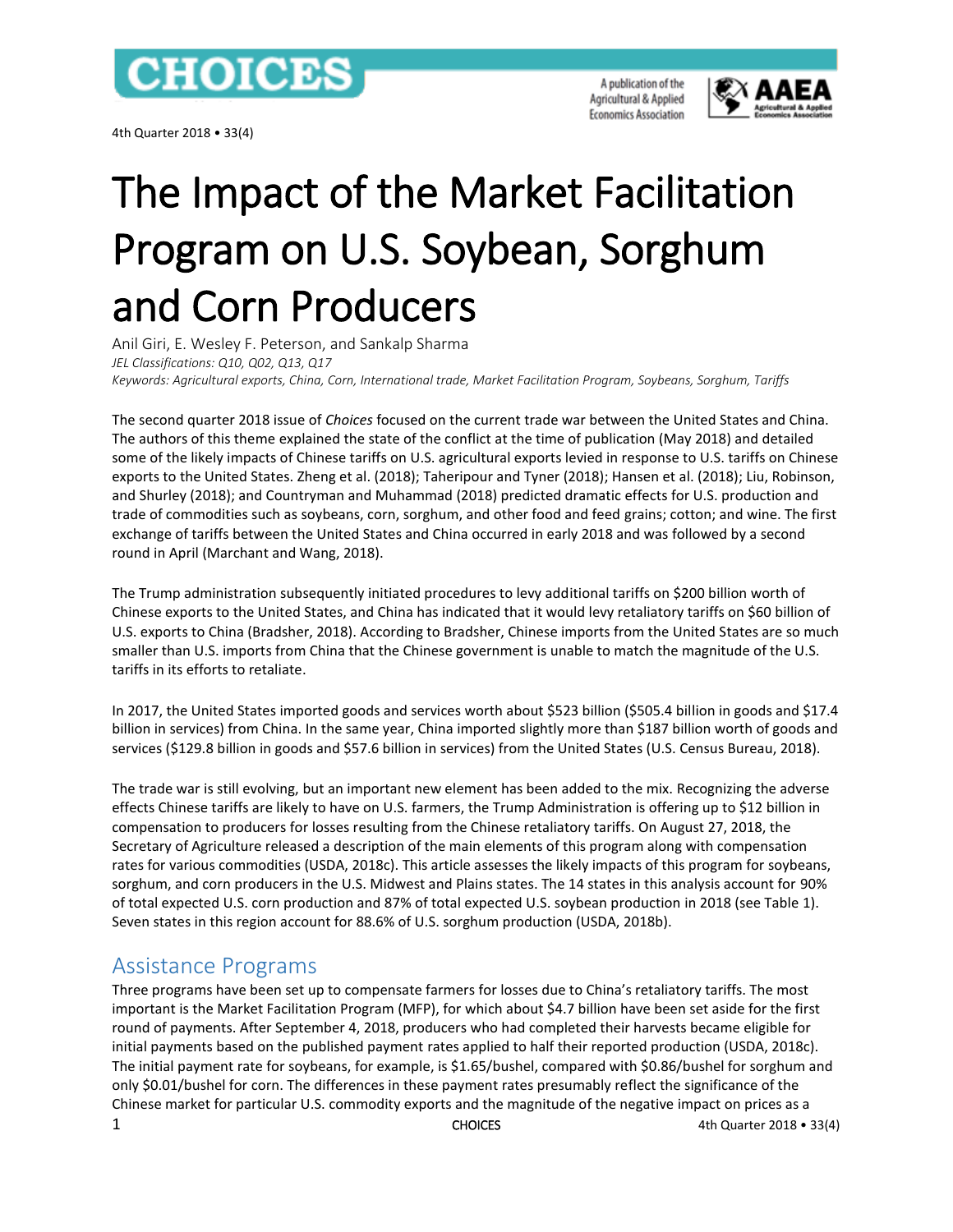# The Impact of the Market Facilitation Program on U.S. Soybean, Sorghum and Corn Producers

Anil Giri, E. Wesley F. Peterson, and Sankalp Sharma

*JEL Classifications: Q10, Q02, Q13, Q17*

*Keywords: Agricultural exports, China, Corn, International trade, Market Facilitation Program, Soybeans, Sorghum, Tariffs*

The second quarter 2018 issue of *Choices* focused on the current trade war between the United States and China. The authors of this theme explained the state of the conflict at the time of publication (May 2018) and detailed some of the likely impacts of Chinese tariffs on U.S. agricultural exports levied in response to U.S. tariffs on Chinese exports to the United States. Zheng et al. (2018); Taheripour and Tyner (2018); Hansen et al. (2018); Liu, Robinson, and Shurley (2018); and Countryman and Muhammad (2018) predicted dramatic effects for U.S. production and trade of commodities such as soybeans, corn, sorghum, and other food and feed grains; cotton; and wine. The first exchange of tariffs between the United States and China occurred in early 2018 and was followed by a second round in April (Marchant and Wang, 2018).

The Trump administration subsequently initiated procedures to levy additional tariffs on $200 billion worth of Chinese exports to the United States, and China has indicated that it would levy retaliatory tariffs on $60 billion of U.S. exports to China (Bradsher, 2018). According to Bradsher, Chinese imports from the United States are so much smaller than U.S. imports from China that the Chinese government is unable to match the magnitude of the U.S. tariffs in its efforts to retaliate.

In 2017, the United States imported goods and services worth about $523 billion ($505.4 billion in goods and $17.4 billion in services) from China. In the same year, China imported slightly more than $187 billion worth of goods and services ($129.8 billion in goods and $57.6 billion in services) from the United States (U.S. Census Bureau, 2018).

The trade war is still evolving, but an important new element has been added to the mix. Recognizing the adverse effects Chinese tariffs are likely to have on U.S. farmers, the Trump Administration is offering up to $12 billion in compensation to producers for losses resulting from the Chinese retaliatory tariffs. On August 27, 2018, the Secretary of Agriculture released a description of the main elements of this program along with compensation rates for various commodities (USDA, 2018c). This article assesses the likely impacts of this program for soybeans, sorghum, and corn producers in the U.S. Midwest and Plains states. The 14 states in this analysis account for 90% of total expected U.S. corn production and 87% of total expected U.S. soybean production in 2018 (see Table 1). Seven states in this region account for 88.6% of U.S. sorghum production (USDA, 2018b).

## Assistance Programs

Three programs have been set up to compensate farmers for losses due to China's retaliatory tariffs. The most important is the Market Facilitation Program (MFP), for which about $4.7 billion have been set aside for the first round of payments. After September 4, 2018, producers who had completed their harvests became eligible for initial payments based on the published payment rates applied to half their reported production (USDA, 2018c). The initial payment rate for soybeans, for example, is $1.65/bushel, compared with $0.86/bushel for sorghum and only $0.01/bushel for corn. The differences in these payment rates presumably reflect the significance of the Chinese market for particular U.S. commodity exports and the magnitude of the negative impact on prices as a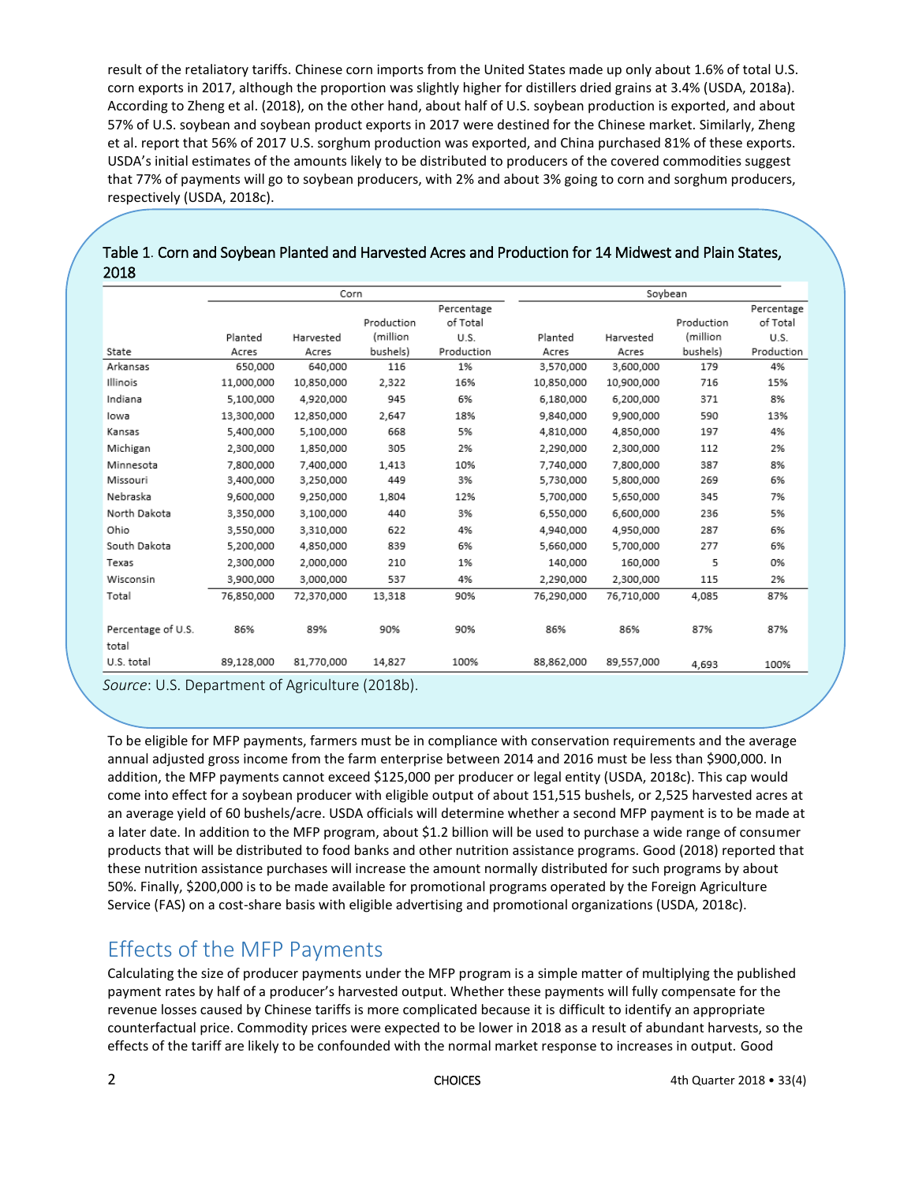result of the retaliatory tariffs. Chinese corn imports from the United States made up only about 1.6% of total U.S. corn exports in 2017, although the proportion was slightly higher for distillers dried grains at 3.4% (USDA, 2018a). According to Zheng et al. (2018), on the other hand, about half of U.S. soybean production is exported, and about 57% of U.S. soybean and soybean product exports in 2017 were destined for the Chinese market. Similarly, Zheng et al. report that 56% of 2017 U.S. sorghum production was exported, and China purchased 81% of these exports. USDA's initial estimates of the amounts likely to be distributed to producers of the covered commodities suggest that 77% of payments will go to soybean producers, with 2% and about 3% going to corn and sorghum producers, respectively (USDA, 2018c).

Table 1. Corn and Soybean Planted and Harvested Acres and Production for 14 Midwest and Plain States, 2018

| | Corn | | | | Soybean | | | |
|---|---|---|---|---|---|---|---|---|
| State | Planted Acres | Harvested Acres | Production (million bushels) | Percentage of Total U.S. Production | Planted Acres | Harvested Acres | Production (million bushels) | Percentage of Total U.S. Production |
| Arkansas | 650,000 | 640,000 | 116 | 1% | 3,570,000 | 3,600,000 | 179 | 4% |
| Illinois | 11,000,000 | 10,850,000 | 2,322 | 16% | 10,850,000 | 10,900,000 | 716 | 15% |
| Indiana | 5,100,000 | 4,920,000 | 945 | 6% | 6,180,000 | 6,200,000 | 371 | 8% |
| Iowa | 13,300,000 | 12,850,000 | 2,647 | 18% | 9,840,000 | 9,900,000 | 590 | 13% |
| Kansas | 5,400,000 | 5,100,000 | 668 | 5% | 4,810,000 | 4,850,000 | 197 | 4% |
| Michigan | 2,300,000 | 1,850,000 | 305 | 2% | 2,290,000 | 2,300,000 | 112 | 2% |
| Minnesota | 7,800,000 | 7,400,000 | 1,413 | 10% | 7,740,000 | 7,800,000 | 387 | 8% |
| Missouri | 3,400,000 | 3,250,000 | 449 | 3% | 5,730,000 | 5,800,000 | 269 | 6% |
| Nebraska | 9,600,000 | 9,250,000 | 1,804 | 12% | 5,700,000 | 5,650,000 | 345 | 7% |
| North Dakota | 3,350,000 | 3,100,000 | 440 | 3% | 6,550,000 | 6,600,000 | 236 | 5% |
| Ohio | 3,550,000 | 3,310,000 | 622 | 4% | 4,940,000 | 4,950,000 | 287 | 6% |
| South Dakota | 5,200,000 | 4,850,000 | 839 | 6% | 5,660,000 | 5,700,000 | 277 | 6% |
| Texas | 2,300,000 | 2,000,000 | 210 | 1% | 140,000 | 160,000 | 5 | 0% |
| Wisconsin | 3,900,000 | 3,000,000 | 537 | 4% | 2,290,000 | 2,300,000 | 115 | 2% |
| Total | 76,850,000 | 72,370,000 | 13,318 | 90% | 76,290,000 | 76,710,000 | 4,085 | 87% |
| Percentage of U.S. total | 86% | 89% | 90% | 90% | 86% | 86% | 87% | 87% |
| U.S. total | 89,128,000 | 81,770,000 | 14,827 | 100% | 88,862,000 | 89,557,000 | 4,693 | 100% |

*Source*: U.S. Department of Agriculture (2018b).

To be eligible for MFP payments, farmers must be in compliance with conservation requirements and the average annual adjusted gross income from the farm enterprise between 2014 and 2016 must be less than $900,000. In addition, the MFP payments cannot exceed $125,000 per producer or legal entity (USDA, 2018c). This cap would come into effect for a soybean producer with eligible output of about 151,515 bushels, or 2,525 harvested acres at an average yield of 60 bushels/acre. USDA officials will determine whether a second MFP payment is to be made at a later date. In addition to the MFP program, about $1.2 billion will be used to purchase a wide range of consumer products that will be distributed to food banks and other nutrition assistance programs. Good (2018) reported that these nutrition assistance purchases will increase the amount normally distributed for such programs by about 50%. Finally, $200,000 is to be made available for promotional programs operated by the Foreign Agriculture Service (FAS) on a cost-share basis with eligible advertising and promotional organizations (USDA, 2018c).

## Effects of the MFP Payments

Calculating the size of producer payments under the MFP program is a simple matter of multiplying the published payment rates by half of a producer's harvested output. Whether these payments will fully compensate for the revenue losses caused by Chinese tariffs is more complicated because it is difficult to identify an appropriate counterfactual price. Commodity prices were expected to be lower in 2018 as a result of abundant harvests, so the effects of the tariff are likely to be confounded with the normal market response to increases in output. Good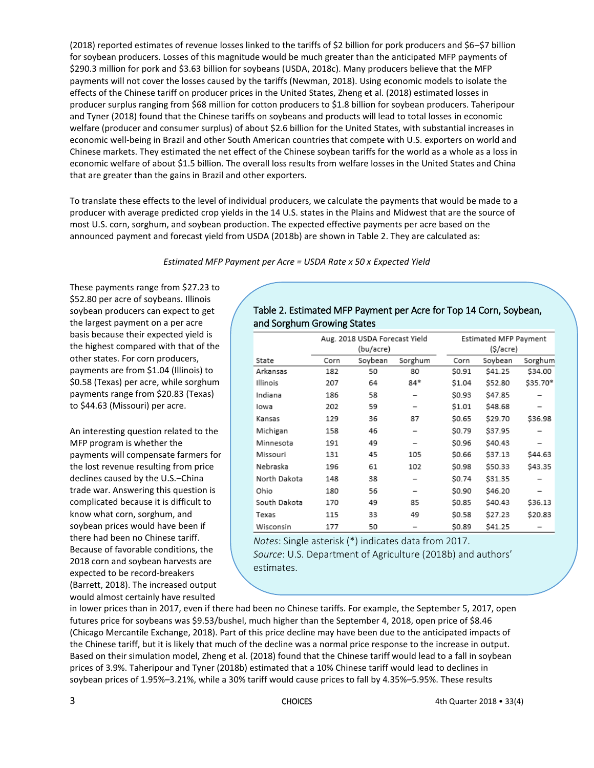(2018) reported estimates of revenue losses linked to the tariffs of $2 billion for pork producers and $6–$7 billion for soybean producers. Losses of this magnitude would be much greater than the anticipated MFP payments of $290.3 million for pork and $3.63 billion for soybeans (USDA, 2018c). Many producers believe that the MFP payments will not cover the losses caused by the tariffs (Newman, 2018). Using economic models to isolate the effects of the Chinese tariff on producer prices in the United States, Zheng et al. (2018) estimated losses in producer surplus ranging from $68 million for cotton producers to $1.8 billion for soybean producers. Taheripour and Tyner (2018) found that the Chinese tariffs on soybeans and products will lead to total losses in economic welfare (producer and consumer surplus) of about $2.6 billion for the United States, with substantial increases in economic well-being in Brazil and other South American countries that compete with U.S. exporters on world and Chinese markets. They estimated the net effect of the Chinese soybean tariffs for the world as a whole as a loss in economic welfare of about $1.5 billion. The overall loss results from welfare losses in the United States and China that are greater than the gains in Brazil and other exporters.

To translate these effects to the level of individual producers, we calculate the payments that would be made to a producer with average predicted crop yields in the 14 U.S. states in the Plains and Midwest that are the source of most U.S. corn, sorghum, and soybean production. The expected effective payments per acre based on the announced payment and forecast yield from USDA (2018b) are shown in Table 2. They are calculated as:

*Estimated MFP Payment per Acre = USDA Rate x 50 x Expected Yield*

These payments range from $27.23 to $52.80 per acre of soybeans. Illinois soybean producers can expect to get the largest payment on a per acre basis because their expected yield is the highest compared with that of the other states. For corn producers, payments are from $1.04 (Illinois) to $0.58 (Texas) per acre, while sorghum payments range from $20.83 (Texas) to $44.63 (Missouri) per acre.

Table 2. Estimated MFP Payment per Acre for Top 14 Corn, Soybean, and Sorghum Growing States

| | Aug. 2018 USDA Forecast Yield (bu/acre) | | | Estimated MFP Payment ($/acre) | | |
|---|---|---|---|---|---|---|
| State | Corn | Soybean | Sorghum | Corn | Soybean | Sorghum |
| Arkansas | 182 | 50 | 80 | $0.91 | $41.25 | $34.00 |
| Illinois | 207 | 64 | 84* | $1.04 | $52.80 | $35.70* |
| Indiana | 186 | 58 | – | $0.93 | $47.85 | – |
| Iowa | 202 | 59 | – | $1.01 | $48.68 | – |
| Kansas | 129 | 36 | 87 | $0.65 | $29.70 | $36.98 |
| Michigan | 158 | 46 | – | $0.79 | $37.95 | – |
| Minnesota | 191 | 49 | – | $0.96 | $40.43 | – |
| Missouri | 131 | 45 | 105 | $0.66 | $37.13 | $44.63 |
| Nebraska | 196 | 61 | 102 | $0.98 | $50.33 | $43.35 |
| North Dakota | 148 | 38 | – | $0.74 | $31.35 | – |
| Ohio | 180 | 56 | – | $0.90 | $46.20 | – |
| South Dakota | 170 | 49 | 85 | $0.85 | $40.43 | $36.13 |
| Texas | 115 | 33 | 49 | $0.58 | $27.23 | $20.83 |
| Wisconsin | 177 | 50 | – | $0.89 | $41.25 | – |

*Notes*: Single asterisk (*) indicates data from 2017.
*Source*: U.S. Department of Agriculture (2018b) and authors' estimates.

An interesting question related to the MFP program is whether the payments will compensate farmers for the lost revenue resulting from price declines caused by the U.S.–China trade war. Answering this question is complicated because it is difficult to know what corn, sorghum, and soybean prices would have been if there had been no Chinese tariff. Because of favorable conditions, the 2018 corn and soybean harvests are expected to be record-breakers (Barrett, 2018). The increased output would almost certainly have resulted in lower prices than in 2017, even if there had been no Chinese tariffs. For example, the September 5, 2017, open futures price for soybeans was $9.53/bushel, much higher than the September 4, 2018, open price of $8.46 (Chicago Mercantile Exchange, 2018). Part of this price decline may have been due to the anticipated impacts of the Chinese tariff, but it is likely that much of the decline was a normal price response to the increase in output. Based on their simulation model, Zheng et al. (2018) found that the Chinese tariff would lead to a fall in soybean prices of 3.9%. Taheripour and Tyner (2018b) estimated that a 10% Chinese tariff would lead to declines in soybean prices of 1.95%–3.21%, while a 30% tariff would cause prices to fall by 4.35%–5.95%. These results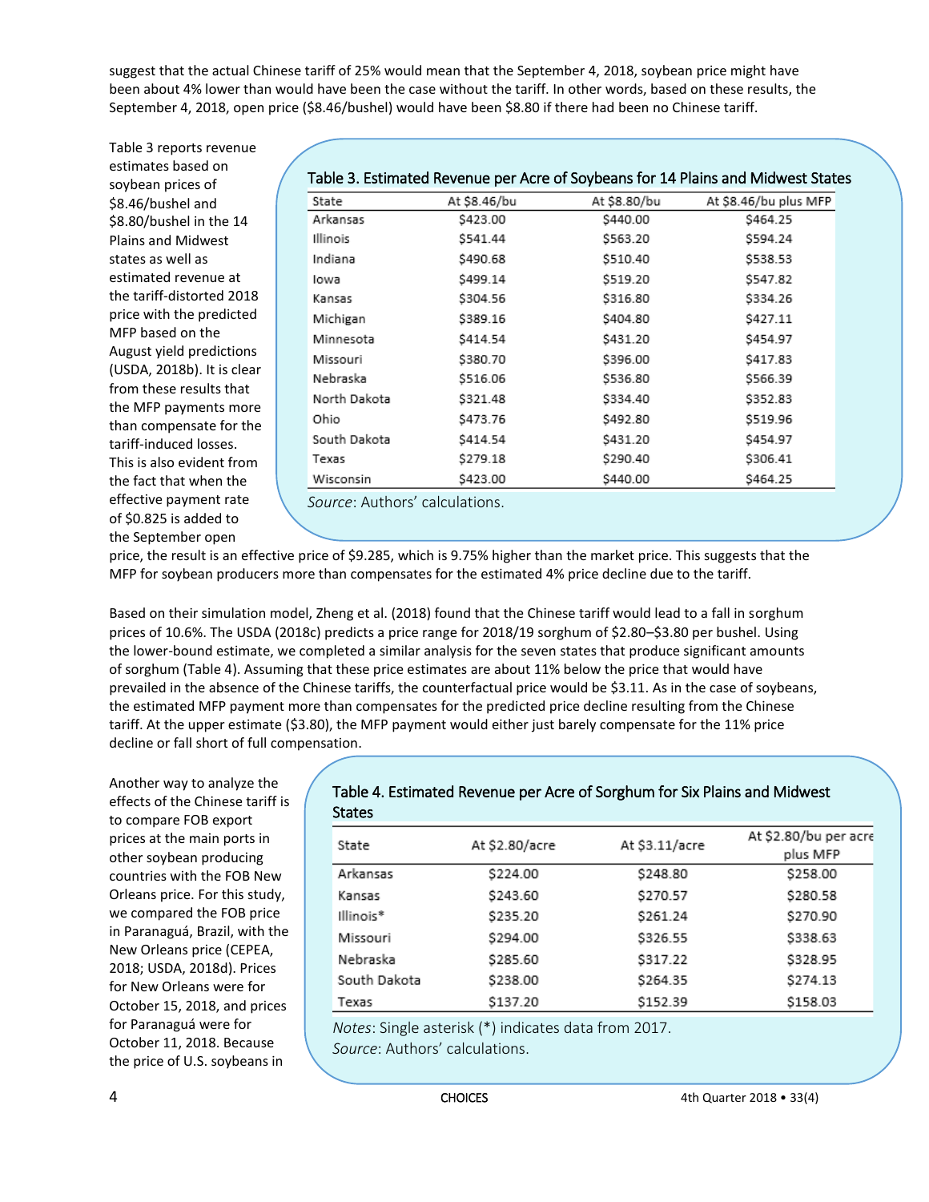suggest that the actual Chinese tariff of 25% would mean that the September 4, 2018, soybean price might have been about 4% lower than would have been the case without the tariff. In other words, based on these results, the September 4, 2018, open price ($8.46/bushel) would have been $8.80 if there had been no Chinese tariff.

Table 3 reports revenue estimates based on soybean prices of $8.46/bushel and $8.80/bushel in the 14 Plains and Midwest states as well as estimated revenue at the tariff-distorted 2018 price with the predicted MFP based on the August yield predictions (USDA, 2018b). It is clear from these results that the MFP payments more than compensate for the tariff-induced losses. This is also evident from the fact that when the effective payment rate of $0.825 is added to the September open price, the result is an effective price of $9.285, which is 9.75% higher than the market price. This suggests that the MFP for soybean producers more than compensates for the estimated 4% price decline due to the tariff.

Table 3. Estimated Revenue per Acre of Soybeans for 14 Plains and Midwest States

| State | At $8.46/bu | At $8.80/bu | At $8.46/bu plus MFP |
|---|---|---|---|
| Arkansas | $423.00 | $440.00 | $464.25 |
| Illinois | $541.44 | $563.20 | $594.24 |
| Indiana | $490.68 | $510.40 | $538.53 |
| Iowa | $499.14 | $519.20 | $547.82 |
| Kansas | $304.56 | $316.80 | $334.26 |
| Michigan | $389.16 | $404.80 | $427.11 |
| Minnesota | $414.54 | $431.20 | $454.97 |
| Missouri | $380.70 | $396.00 | $417.83 |
| Nebraska | $516.06 | $536.80 | $566.39 |
| North Dakota | $321.48 | $334.40 | $352.83 |
| Ohio | $473.76 | $492.80 | $519.96 |
| South Dakota | $414.54 | $431.20 | $454.97 |
| Texas | $279.18 | $290.40 | $306.41 |
| Wisconsin | $423.00 | $440.00 | $464.25 |

*Source*: Authors' calculations.

Based on their simulation model, Zheng et al. (2018) found that the Chinese tariff would lead to a fall in sorghum prices of 10.6%. The USDA (2018c) predicts a price range for 2018/19 sorghum of $2.80–$3.80 per bushel. Using the lower-bound estimate, we completed a similar analysis for the seven states that produce significant amounts of sorghum (Table 4). Assuming that these price estimates are about 11% below the price that would have prevailed in the absence of the Chinese tariffs, the counterfactual price would be $3.11. As in the case of soybeans, the estimated MFP payment more than compensates for the predicted price decline resulting from the Chinese tariff. At the upper estimate ($3.80), the MFP payment would either just barely compensate for the 11% price decline or fall short of full compensation.

Table 4. Estimated Revenue per Acre of Sorghum for Six Plains and Midwest States

| State | At $2.80/acre | At $3.11/acre | At $2.80/bu per acre plus MFP |
|---|---|---|---|
| Arkansas | $224.00 | $248.80 | $258.00 |
| Kansas | $243.60 | $270.57 | $280.58 |
| Illinois* | $235.20 | $261.24 | $270.90 |
| Missouri | $294.00 | $326.55 | $338.63 |
| Nebraska | $285.60 | $317.22 | $328.95 |
| South Dakota | $238.00 | $264.35 | $274.13 |
| Texas | $137.20 | $152.39 | $158.03 |

*Notes*: Single asterisk (*) indicates data from 2017.
*Source*: Authors' calculations.

Another way to analyze the effects of the Chinese tariff is to compare FOB export prices at the main ports in other soybean producing countries with the FOB New Orleans price. For this study, we compared the FOB price in Paranaguá, Brazil, with the New Orleans price (CEPEA, 2018; USDA, 2018d). Prices for New Orleans were for October 15, 2018, and prices for Paranaguá were for October 11, 2018. Because the price of U.S. soybeans in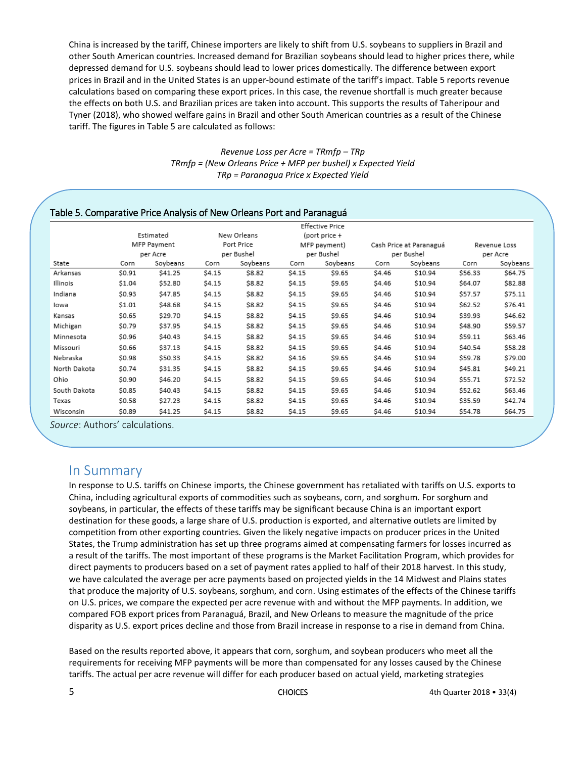China is increased by the tariff, Chinese importers are likely to shift from U.S. soybeans to suppliers in Brazil and other South American countries. Increased demand for Brazilian soybeans should lead to higher prices there, while depressed demand for U.S. soybeans should lead to lower prices domestically. The difference between export prices in Brazil and in the United States is an upper-bound estimate of the tariff's impact. Table 5 reports revenue calculations based on comparing these export prices. In this case, the revenue shortfall is much greater because the effects on both U.S. and Brazilian prices are taken into account. This supports the results of Taheripour and Tyner (2018), who showed welfare gains in Brazil and other South American countries as a result of the Chinese tariff. The figures in Table 5 are calculated as follows:

*Revenue Loss per Acre = TRmfp – TRp*

*TRmfp = (New Orleans Price + MFP per bushel) x Expected Yield*

*TRp = Paranagua Price x Expected Yield*

Table 5. Comparative Price Analysis of New Orleans Port and Paranaguá

| | Estimated MFP Payment per Acre | | New Orleans Port Price per Bushel | | Effective Price (port price + MFP payment) per Bushel | | Cash Price at Paranaguá per Bushel | | Revenue Loss per Acre | |
|---|---|---|---|---|---|---|---|---|---|---|
| State | Corn | Soybeans | Corn | Soybeans | Corn | Soybeans | Corn | Soybeans | Corn | Soybeans |
| Arkansas | $0.91 | $41.25 | $4.15 | $8.82 | $4.15 | $9.65 | $4.46 | $10.94 | $56.33 | $64.75 |
| Illinois | $1.04 | $52.80 | $4.15 | $8.82 | $4.15 | $9.65 | $4.46 | $10.94 | $64.07 | $82.88 |
| Indiana | $0.93 | $47.85 | $4.15 | $8.82 | $4.15 | $9.65 | $4.46 | $10.94 | $57.57 | $75.11 |
| Iowa | $1.01 | $48.68 | $4.15 | $8.82 | $4.15 | $9.65 | $4.46 | $10.94 | $62.52 | $76.41 |
| Kansas | $0.65 | $29.70 | $4.15 | $8.82 | $4.15 | $9.65 | $4.46 | $10.94 | $39.93 | $46.62 |
| Michigan | $0.79 | $37.95 | $4.15 | $8.82 | $4.15 | $9.65 | $4.46 | $10.94 | $48.90 | $59.57 |
| Minnesota | $0.96 | $40.43 | $4.15 | $8.82 | $4.15 | $9.65 | $4.46 | $10.94 | $59.11 | $63.46 |
| Missouri | $0.66 | $37.13 | $4.15 | $8.82 | $4.15 | $9.65 | $4.46 | $10.94 | $40.54 | $58.28 |
| Nebraska | $0.98 | $50.33 | $4.15 | $8.82 | $4.16 | $9.65 | $4.46 | $10.94 | $59.78 | $79.00 |
| North Dakota | $0.74 | $31.35 | $4.15 | $8.82 | $4.15 | $9.65 | $4.46 | $10.94 | $45.81 | $49.21 |
| Ohio | $0.90 | $46.20 | $4.15 | $8.82 | $4.15 | $9.65 | $4.46 | $10.94 | $55.71 | $72.52 |
| South Dakota | $0.85 | $40.43 | $4.15 | $8.82 | $4.15 | $9.65 | $4.46 | $10.94 | $52.62 | $63.46 |
| Texas | $0.58 | $27.23 | $4.15 | $8.82 | $4.15 | $9.65 | $4.46 | $10.94 | $35.59 | $42.74 |
| Wisconsin | $0.89 | $41.25 | $4.15 | $8.82 | $4.15 | $9.65 | $4.46 | $10.94 | $54.78 | $64.75 |

*Source*: Authors' calculations.

## In Summary

In response to U.S. tariffs on Chinese imports, the Chinese government has retaliated with tariffs on U.S. exports to China, including agricultural exports of commodities such as soybeans, corn, and sorghum. For sorghum and soybeans, in particular, the effects of these tariffs may be significant because China is an important export destination for these goods, a large share of U.S. production is exported, and alternative outlets are limited by competition from other exporting countries. Given the likely negative impacts on producer prices in the United States, the Trump administration has set up three programs aimed at compensating farmers for losses incurred as a result of the tariffs. The most important of these programs is the Market Facilitation Program, which provides for direct payments to producers based on a set of payment rates applied to half of their 2018 harvest. In this study, we have calculated the average per acre payments based on projected yields in the 14 Midwest and Plains states that produce the majority of U.S. soybeans, sorghum, and corn. Using estimates of the effects of the Chinese tariffs on U.S. prices, we compare the expected per acre revenue with and without the MFP payments. In addition, we compared FOB export prices from Paranaguá, Brazil, and New Orleans to measure the magnitude of the price disparity as U.S. export prices decline and those from Brazil increase in response to a rise in demand from China.

Based on the results reported above, it appears that corn, sorghum, and soybean producers who meet all the requirements for receiving MFP payments will be more than compensated for any losses caused by the Chinese tariffs. The actual per acre revenue will differ for each producer based on actual yield, marketing strategies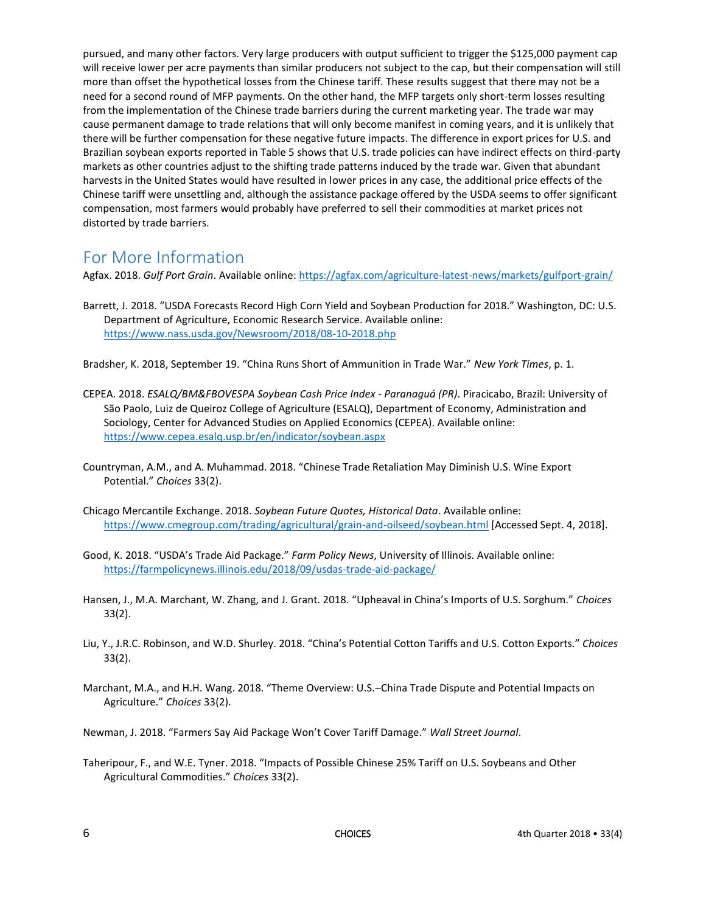pursued, and many other factors. Very large producers with output sufficient to trigger the $125,000 payment cap will receive lower per acre payments than similar producers not subject to the cap, but their compensation will still more than offset the hypothetical losses from the Chinese tariff. These results suggest that there may not be a need for a second round of MFP payments. On the other hand, the MFP targets only short-term losses resulting from the implementation of the Chinese trade barriers during the current marketing year. The trade war may cause permanent damage to trade relations that will only become manifest in coming years, and it is unlikely that there will be further compensation for these negative future impacts. The difference in export prices for U.S. and Brazilian soybean exports reported in Table 5 shows that U.S. trade policies can have indirect effects on third-party markets as other countries adjust to the shifting trade patterns induced by the trade war. Given that abundant harvests in the United States would have resulted in lower prices in any case, the additional price effects of the Chinese tariff were unsettling and, although the assistance package offered by the USDA seems to offer significant compensation, most farmers would probably have preferred to sell their commodities at market prices not distorted by trade barriers.

## For More Information

Agfax. 2018. *Gulf Port Grain*. Available online: https://agfax.com/agriculture-latest-news/markets/gulfport-grain/

Barrett, J. 2018. "USDA Forecasts Record High Corn Yield and Soybean Production for 2018." Washington, DC: U.S. Department of Agriculture, Economic Research Service. Available online: https://www.nass.usda.gov/Newsroom/2018/08-10-2018.php

Bradsher, K. 2018, September 19. "China Runs Short of Ammunition in Trade War." *New York Times*, p. 1.

CEPEA. 2018. *ESALQ/BM&FBOVESPA Soybean Cash Price Index - Paranaguá (PR)*. Piracicabo, Brazil: University of São Paolo, Luiz de Queiroz College of Agriculture (ESALQ), Department of Economy, Administration and Sociology, Center for Advanced Studies on Applied Economics (CEPEA). Available online: https://www.cepea.esalq.usp.br/en/indicator/soybean.aspx

Countryman, A.M., and A. Muhammad. 2018. "Chinese Trade Retaliation May Diminish U.S. Wine Export Potential." *Choices* 33(2).

Chicago Mercantile Exchange. 2018. *Soybean Future Quotes, Historical Data*. Available online: https://www.cmegroup.com/trading/agricultural/grain-and-oilseed/soybean.html [Accessed Sept. 4, 2018].

Good, K. 2018. "USDA's Trade Aid Package." *Farm Policy News*, University of Illinois. Available online: https://farmpolicynews.illinois.edu/2018/09/usdas-trade-aid-package/

Hansen, J., M.A. Marchant, W. Zhang, and J. Grant. 2018. "Upheaval in China's Imports of U.S. Sorghum." *Choices* 33(2).

Liu, Y., J.R.C. Robinson, and W.D. Shurley. 2018. "China's Potential Cotton Tariffs and U.S. Cotton Exports." *Choices* 33(2).

Marchant, M.A., and H.H. Wang. 2018. "Theme Overview: U.S.–China Trade Dispute and Potential Impacts on Agriculture." *Choices* 33(2).

Newman, J. 2018. "Farmers Say Aid Package Won't Cover Tariff Damage." *Wall Street Journal*.

Taheripour, F., and W.E. Tyner. 2018. "Impacts of Possible Chinese 25% Tariff on U.S. Soybeans and Other Agricultural Commodities." *Choices* 33(2).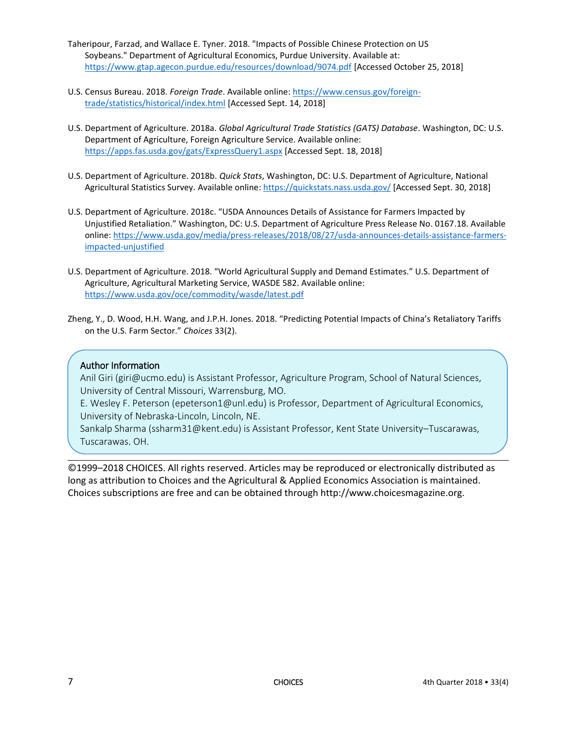Taheripour, Farzad, and Wallace E. Tyner. 2018. "Impacts of Possible Chinese Protection on US Soybeans." Department of Agricultural Economics, Purdue University. Available at: https://www.gtap.agecon.purdue.edu/resources/download/9074.pdf [Accessed October 25, 2018]

U.S. Census Bureau. 2018. *Foreign Trade*. Available online: https://www.census.gov/foreign-trade/statistics/historical/index.html [Accessed Sept. 14, 2018]

U.S. Department of Agriculture. 2018a. *Global Agricultural Trade Statistics (GATS) Database*. Washington, DC: U.S. Department of Agriculture, Foreign Agriculture Service. Available online: https://apps.fas.usda.gov/gats/ExpressQuery1.aspx [Accessed Sept. 18, 2018]

U.S. Department of Agriculture. 2018b. *Quick Stats*, Washington, DC: U.S. Department of Agriculture, National Agricultural Statistics Survey. Available online: https://quickstats.nass.usda.gov/ [Accessed Sept. 30, 2018]

U.S. Department of Agriculture. 2018c. "USDA Announces Details of Assistance for Farmers Impacted by Unjustified Retaliation." Washington, DC: U.S. Department of Agriculture Press Release No. 0167.18. Available online: https://www.usda.gov/media/press-releases/2018/08/27/usda-announces-details-assistance-farmers-impacted-unjustified

U.S. Department of Agriculture. 2018. "World Agricultural Supply and Demand Estimates." U.S. Department of Agriculture, Agricultural Marketing Service, WASDE 582. Available online: https://www.usda.gov/oce/commodity/wasde/latest.pdf

Zheng, Y., D. Wood, H.H. Wang, and J.P.H. Jones. 2018. "Predicting Potential Impacts of China's Retaliatory Tariffs on the U.S. Farm Sector." *Choices* 33(2).

### Author Information

Anil Giri (giri@ucmo.edu) is Assistant Professor, Agriculture Program, School of Natural Sciences, University of Central Missouri, Warrensburg, MO.

E. Wesley F. Peterson (epeterson1@unl.edu) is Professor, Department of Agricultural Economics, University of Nebraska-Lincoln, Lincoln, NE.

Sankalp Sharma (ssharm31@kent.edu) is Assistant Professor, Kent State University–Tuscarawas, Tuscarawas, OH.

---

©1999–2018 CHOICES. All rights reserved. Articles may be reproduced or electronically distributed as long as attribution to Choices and the Agricultural & Applied Economics Association is maintained. Choices subscriptions are free and can be obtained through http://www.choicesmagazine.org.